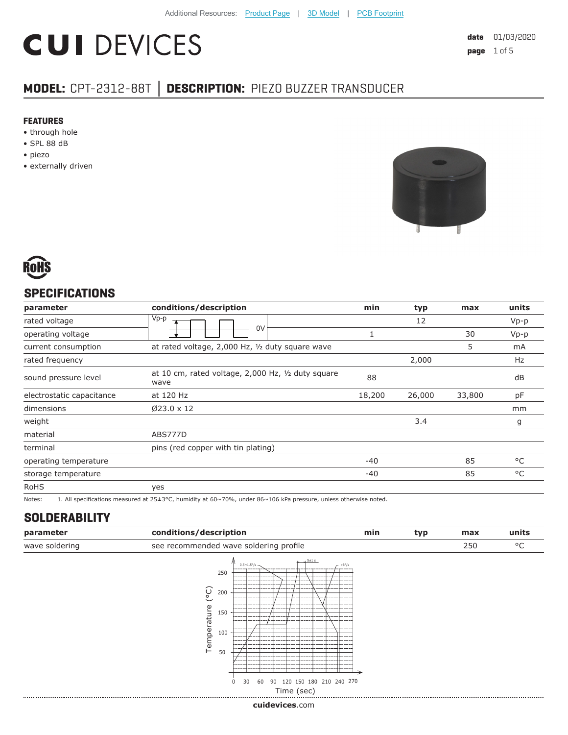Additional Resources: Product Page | 3D Model | PCB Footprint

# CUI DEVICES

**date** 01/03/2020

## MODEL: CPT-2312-88T | DESCRIPTION: PIEZO BUZZER TRANSDUCER

### FEATURES

- through hole
- SPL 88 dB
- piezo
- externally driven

RoHS

## SPECIFICATIONS

| parameter | conditions/description | min | typ | max | units |
|---|---|---|---|---|---|
| rated voltage | Vp-p / 0V (square wave) | | 12 | | Vp-p |
| operating voltage | | 1 | | 30 | Vp-p |
| current consumption | at rated voltage, 2,000 Hz, ½ duty square wave | | | 5 | mA |
| rated frequency | | | 2,000 | | Hz |
| sound pressure level | at 10 cm, rated voltage, 2,000 Hz, ½ duty square wave | 88 | | | dB |
| electrostatic capacitance | at 120 Hz | 18,200 | 26,000 | 33,800 | pF |
| dimensions | Ø23.0 x 12 | | | | mm |
| weight | | | 3.4 | | g |
| material | ABS777D | | | | |
| terminal | pins (red copper with tin plating) | | | | |
| operating temperature | | -40 | | 85 | °C |
| storage temperature | | -40 | | 85 | °C |
| RoHS | yes | | | | |

Notes: 1. All specifications measured at 25±3°C, humidity at 60~70%, under 86~106 kPa pressure, unless otherwise noted.

## SOLDERABILITY

| parameter | conditions/description | min | typ | max | units |
|---|---|---|---|---|---|
| wave soldering | see recommended wave soldering profile | | | 250 | °C |

Temperature (°C) vs Time (sec): 0.5~1.5°/s; 5±1 s; >6°/s

cuidevices.com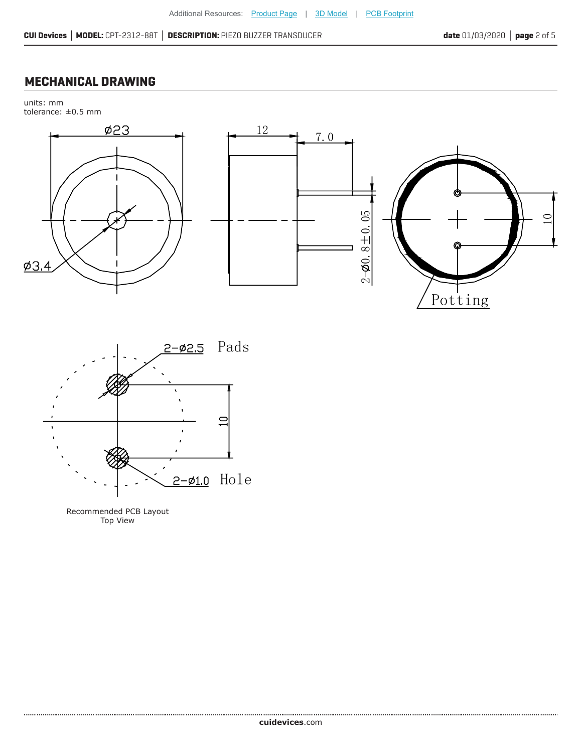## MECHANICAL DRAWING

units: mm
tolerance: ±0.5 mm

Ø23

Ø3.4

12

7.0

2-Ø0.8±0.05

10

Potting

2-Ø2.5 Pads

10

2-Ø1.0 Hole

Recommended PCB Layout
Top View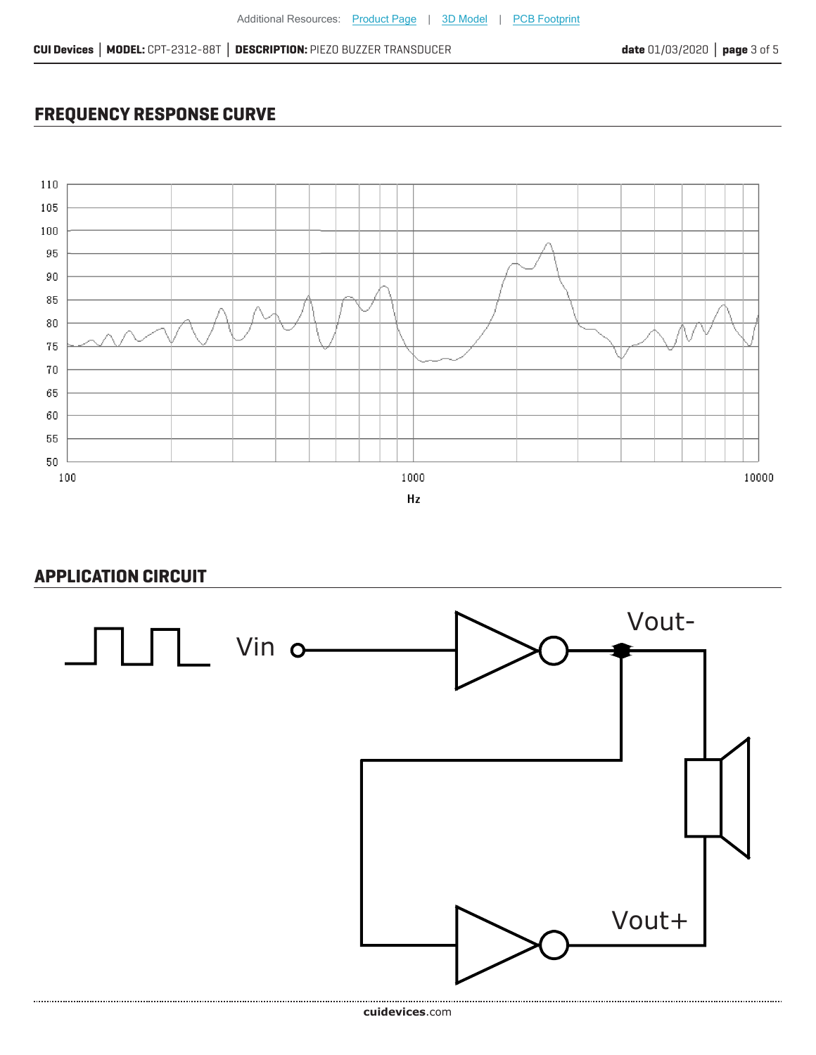## FREQUENCY RESPONSE CURVE

## APPLICATION CIRCUIT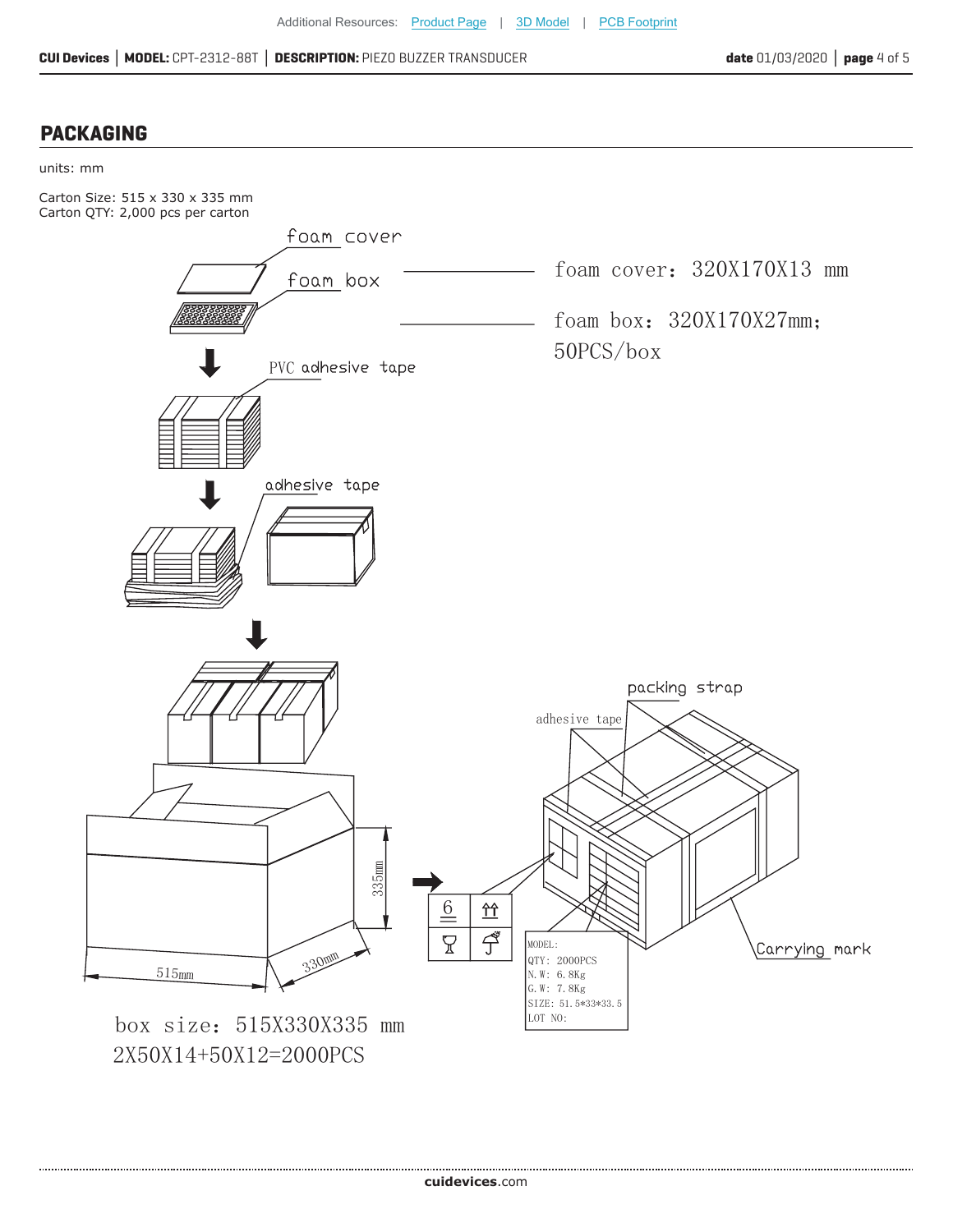## PACKAGING

units: mm

Carton Size: 515 x 330 x 335 mm
Carton QTY: 2,000 pcs per carton

foam cover

foam box

foam cover: 320X170X13 mm

foam box: 320X170X27mm;
50PCS/box

PVC adhesive tape

adhesive tape

packing strap

adhesive tape

335mm

515mm

330mm

MODEL:
QTY: 2000PCS
N.W: 6.8Kg
G.W: 7.8Kg
SIZE: 51.5*33*33.5
LOT NO:

Carrying mark

box size: 515X330X335 mm
2X50X14+50X12=2000PCS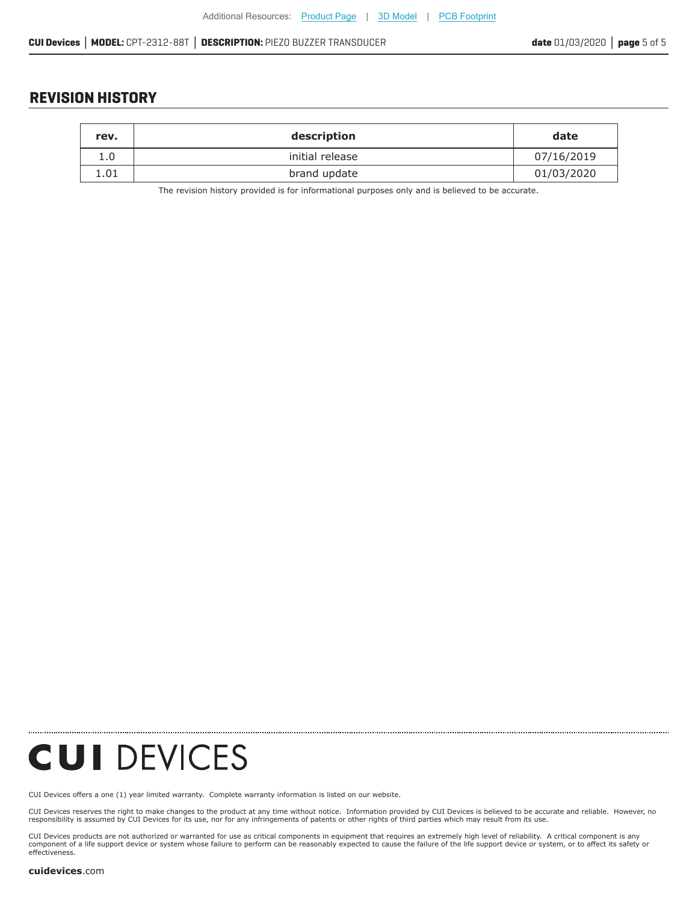## REVISION HISTORY

| rev. | description | date |
| --- | --- | --- |
| 1.0 | initial release | 07/16/2019 |
| 1.01 | brand update | 01/03/2020 |

The revision history provided is for informational purposes only and is believed to be accurate.

CUI DEVICES

CUI Devices offers a one (1) year limited warranty. Complete warranty information is listed on our website.

CUI Devices reserves the right to make changes to the product at any time without notice. Information provided by CUI Devices is believed to be accurate and reliable. However, no responsibility is assumed by CUI Devices for its use, nor for any infringements of patents or other rights of third parties which may result from its use.

CUI Devices products are not authorized or warranted for use as critical components in equipment that requires an extremely high level of reliability. A critical component is any component of a life support device or system whose failure to perform can be reasonably expected to cause the failure of the life support device or system, or to affect its safety or effectiveness.

**cuidevices**.com